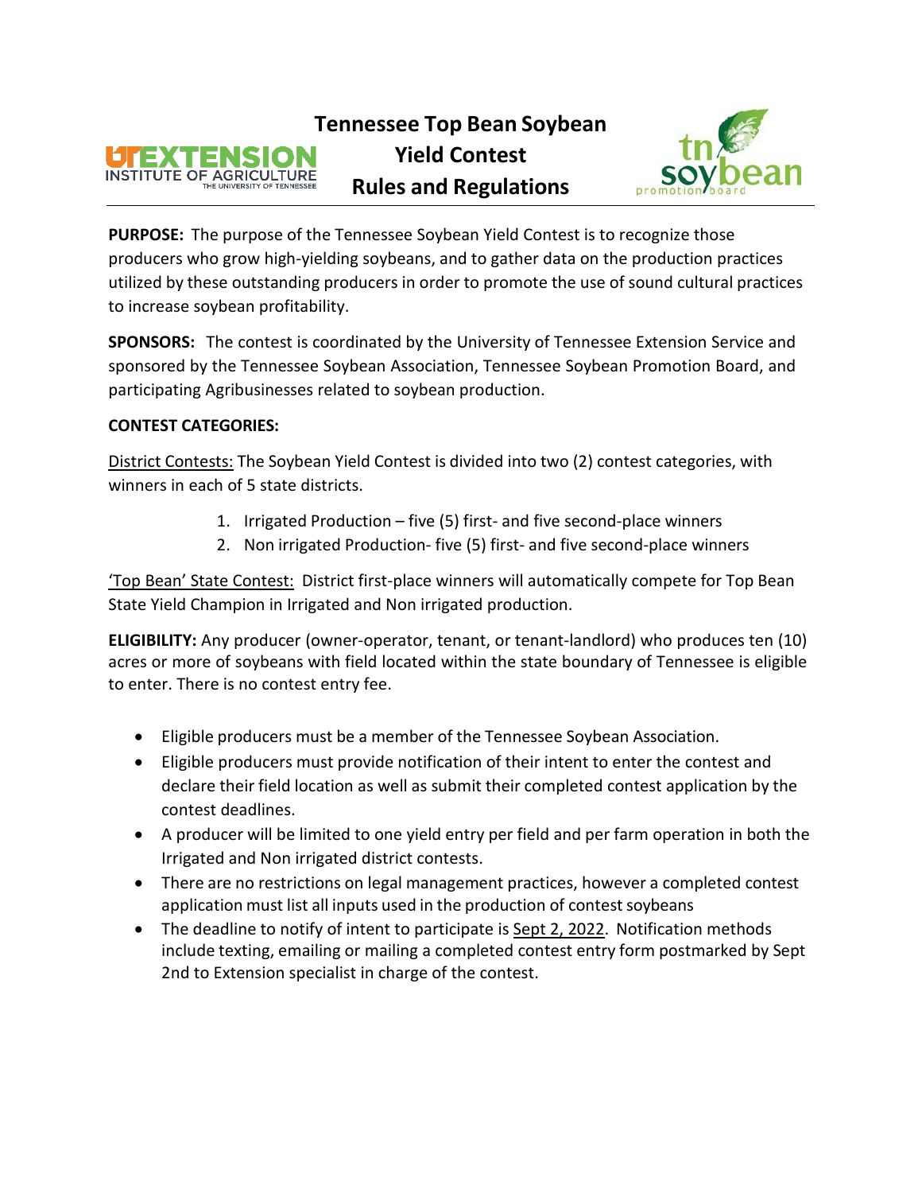# Tennessee Top Bean Soybean Yield Contest Rules and Regulations

**PURPOSE:** The purpose of the Tennessee Soybean Yield Contest is to recognize those producers who grow high-yielding soybeans, and to gather data on the production practices utilized by these outstanding producers in order to promote the use of sound cultural practices to increase soybean profitability.

**SPONSORS:** The contest is coordinated by the University of Tennessee Extension Service and sponsored by the Tennessee Soybean Association, Tennessee Soybean Promotion Board, and participating Agribusinesses related to soybean production.

**CONTEST CATEGORIES:**

District Contests: The Soybean Yield Contest is divided into two (2) contest categories, with winners in each of 5 state districts.

1. Irrigated Production – five (5) first- and five second-place winners
2. Non irrigated Production- five (5) first- and five second-place winners

'Top Bean' State Contest: District first-place winners will automatically compete for Top Bean State Yield Champion in Irrigated and Non irrigated production.

**ELIGIBILITY:** Any producer (owner-operator, tenant, or tenant-landlord) who produces ten (10) acres or more of soybeans with field located within the state boundary of Tennessee is eligible to enter. There is no contest entry fee.

- Eligible producers must be a member of the Tennessee Soybean Association.
- Eligible producers must provide notification of their intent to enter the contest and declare their field location as well as submit their completed contest application by the contest deadlines.
- A producer will be limited to one yield entry per field and per farm operation in both the Irrigated and Non irrigated district contests.
- There are no restrictions on legal management practices, however a completed contest application must list all inputs used in the production of contest soybeans
- The deadline to notify of intent to participate is Sept 2, 2022. Notification methods include texting, emailing or mailing a completed contest entry form postmarked by Sept 2nd to Extension specialist in charge of the contest.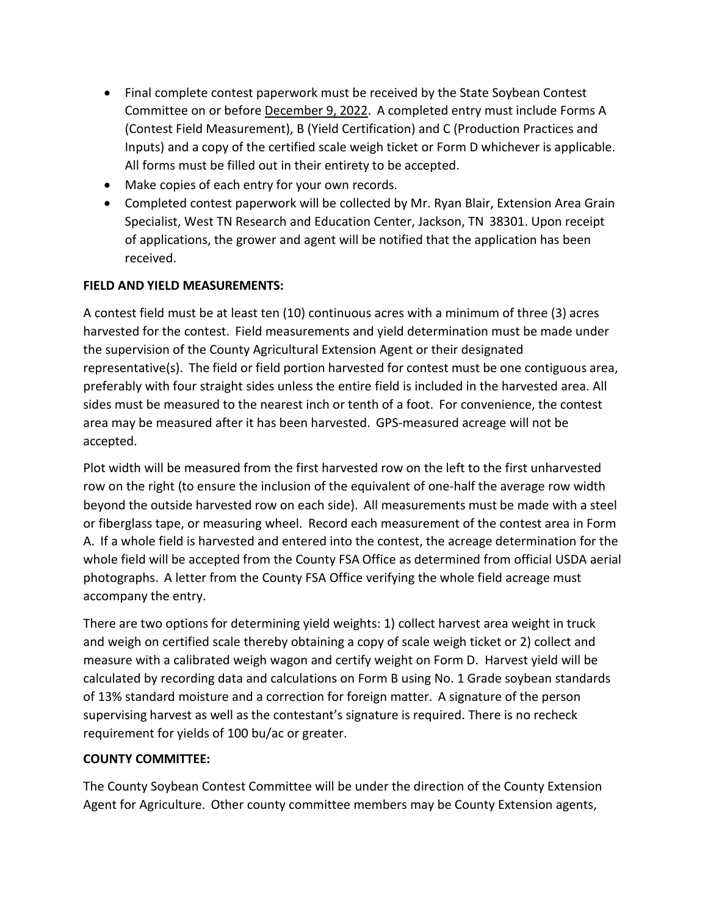- Final complete contest paperwork must be received by the State Soybean Contest Committee on or before December 9, 2022. A completed entry must include Forms A (Contest Field Measurement), B (Yield Certification) and C (Production Practices and Inputs) and a copy of the certified scale weigh ticket or Form D whichever is applicable. All forms must be filled out in their entirety to be accepted.
- Make copies of each entry for your own records.
- Completed contest paperwork will be collected by Mr. Ryan Blair, Extension Area Grain Specialist, West TN Research and Education Center, Jackson, TN 38301. Upon receipt of applications, the grower and agent will be notified that the application has been received.

**FIELD AND YIELD MEASUREMENTS:**

A contest field must be at least ten (10) continuous acres with a minimum of three (3) acres harvested for the contest. Field measurements and yield determination must be made under the supervision of the County Agricultural Extension Agent or their designated representative(s). The field or field portion harvested for contest must be one contiguous area, preferably with four straight sides unless the entire field is included in the harvested area. All sides must be measured to the nearest inch or tenth of a foot. For convenience, the contest area may be measured after it has been harvested. GPS-measured acreage will not be accepted.

Plot width will be measured from the first harvested row on the left to the first unharvested row on the right (to ensure the inclusion of the equivalent of one-half the average row width beyond the outside harvested row on each side). All measurements must be made with a steel or fiberglass tape, or measuring wheel. Record each measurement of the contest area in Form A. If a whole field is harvested and entered into the contest, the acreage determination for the whole field will be accepted from the County FSA Office as determined from official USDA aerial photographs. A letter from the County FSA Office verifying the whole field acreage must accompany the entry.

There are two options for determining yield weights: 1) collect harvest area weight in truck and weigh on certified scale thereby obtaining a copy of scale weigh ticket or 2) collect and measure with a calibrated weigh wagon and certify weight on Form D. Harvest yield will be calculated by recording data and calculations on Form B using No. 1 Grade soybean standards of 13% standard moisture and a correction for foreign matter. A signature of the person supervising harvest as well as the contestant's signature is required. There is no recheck requirement for yields of 100 bu/ac or greater.

**COUNTY COMMITTEE:**

The County Soybean Contest Committee will be under the direction of the County Extension Agent for Agriculture. Other county committee members may be County Extension agents,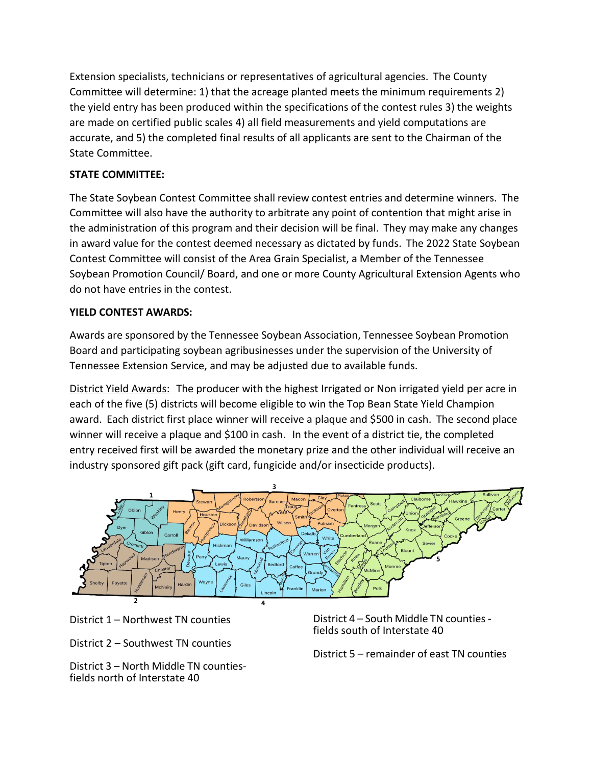Extension specialists, technicians or representatives of agricultural agencies. The County Committee will determine: 1) that the acreage planted meets the minimum requirements 2) the yield entry has been produced within the specifications of the contest rules 3) the weights are made on certified public scales 4) all field measurements and yield computations are accurate, and 5) the completed final results of all applicants are sent to the Chairman of the State Committee.

**STATE COMMITTEE:**

The State Soybean Contest Committee shall review contest entries and determine winners. The Committee will also have the authority to arbitrate any point of contention that might arise in the administration of this program and their decision will be final. They may make any changes in award value for the contest deemed necessary as dictated by funds. The 2022 State Soybean Contest Committee will consist of the Area Grain Specialist, a Member of the Tennessee Soybean Promotion Council/ Board, and one or more County Agricultural Extension Agents who do not have entries in the contest.

**YIELD CONTEST AWARDS:**

Awards are sponsored by the Tennessee Soybean Association, Tennessee Soybean Promotion Board and participating soybean agribusinesses under the supervision of the University of Tennessee Extension Service, and may be adjusted due to available funds.

District Yield Awards: The producer with the highest Irrigated or Non irrigated yield per acre in each of the five (5) districts will become eligible to win the Top Bean State Yield Champion award. Each district first place winner will receive a plaque and $500 in cash. The second place winner will receive a plaque and $100 in cash. In the event of a district tie, the completed entry received first will be awarded the monetary prize and the other individual will receive an industry sponsored gift pack (gift card, fungicide and/or insecticide products).

District 1 – Northwest TN counties

District 2 – Southwest TN counties

District 3 – North Middle TN counties- fields north of Interstate 40

District 4 – South Middle TN counties - fields south of Interstate 40

District 5 – remainder of east TN counties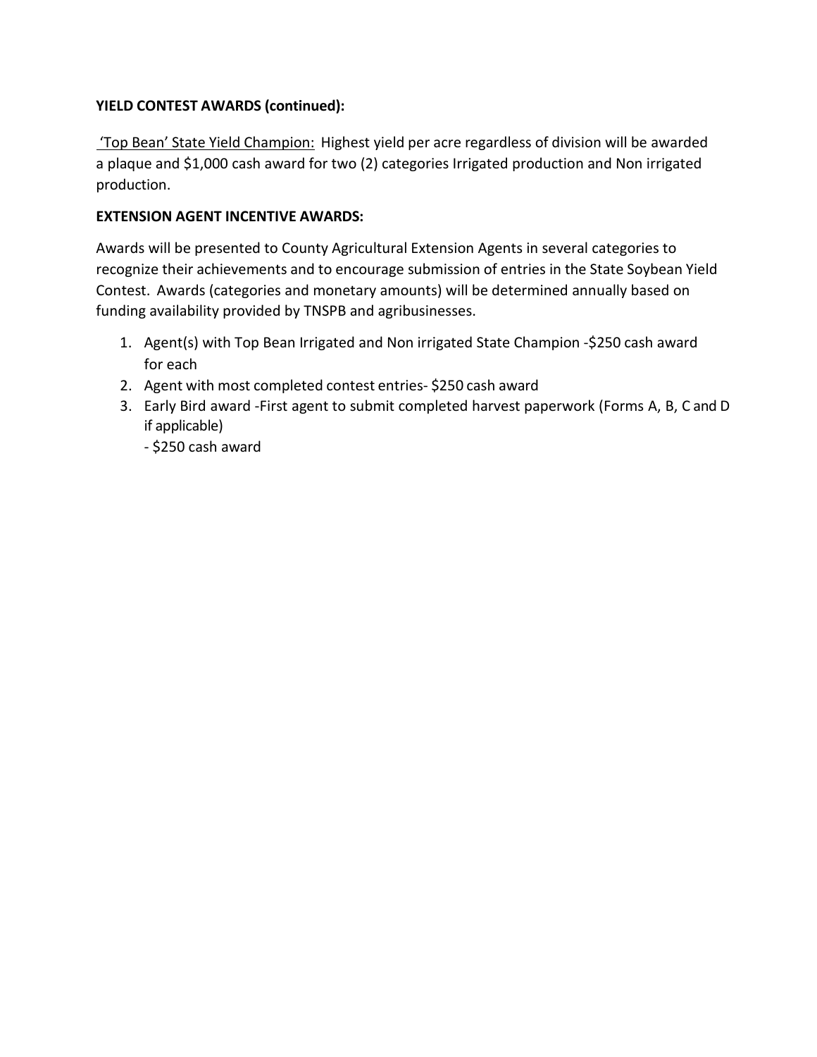**YIELD CONTEST AWARDS (continued):**

'Top Bean' State Yield Champion: Highest yield per acre regardless of division will be awarded a plaque and $1,000 cash award for two (2) categories Irrigated production and Non irrigated production.

**EXTENSION AGENT INCENTIVE AWARDS:**

Awards will be presented to County Agricultural Extension Agents in several categories to recognize their achievements and to encourage submission of entries in the State Soybean Yield Contest. Awards (categories and monetary amounts) will be determined annually based on funding availability provided by TNSPB and agribusinesses.

1. Agent(s) with Top Bean Irrigated and Non irrigated State Champion -$250 cash award for each
2. Agent with most completed contest entries- $250 cash award
3. Early Bird award -First agent to submit completed harvest paperwork (Forms A, B, C and D if applicable)
   - $250 cash award